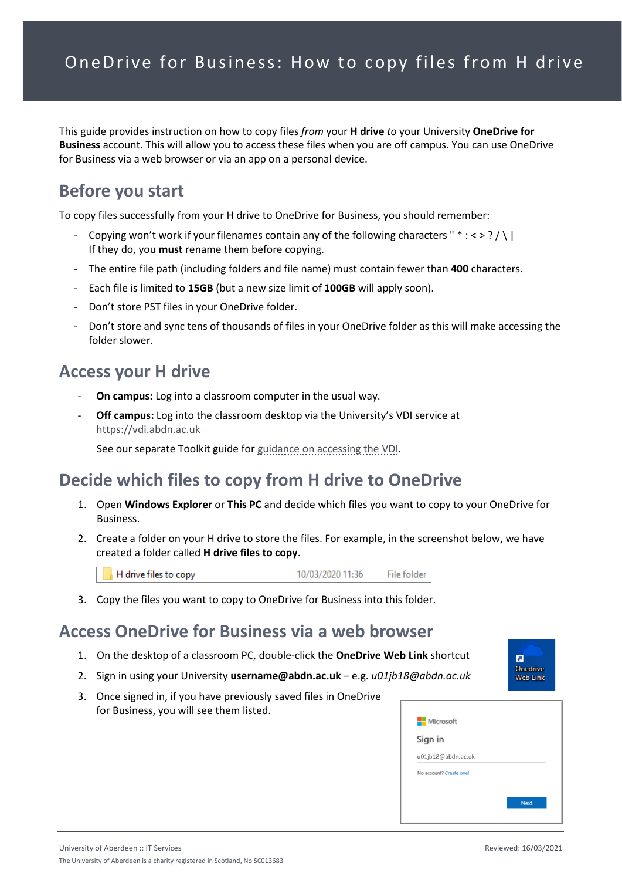# OneDrive for Business: How to copy files from H drive

This guide provides instruction on how to copy files *from* your **H drive** *to* your University **OneDrive for Business** account. This will allow you to access these files when you are off campus. You can use OneDrive for Business via a web browser or via an app on a personal device.

## Before you start

To copy files successfully from your H drive to OneDrive for Business, you should remember:

- Copying won't work if your filenames contain any of the following characters " * : < > ? / \ |
  If they do, you **must** rename them before copying.
- The entire file path (including folders and file name) must contain fewer than **400** characters.
- Each file is limited to **15GB** (but a new size limit of **100GB** will apply soon).
- Don't store PST files in your OneDrive folder.
- Don't store and sync tens of thousands of files in your OneDrive folder as this will make accessing the folder slower.

## Access your H drive

- **On campus:** Log into a classroom computer in the usual way.
- **Off campus:** Log into the classroom desktop via the University's VDI service at https://vdi.abdn.ac.uk

  See our separate Toolkit guide for guidance on accessing the VDI.

## Decide which files to copy from H drive to OneDrive

1. Open **Windows Explorer** or **This PC** and decide which files you want to copy to your OneDrive for Business.
2. Create a folder on your H drive to store the files. For example, in the screenshot below, we have created a folder called **H drive files to copy**.

   | H drive files to copy | 10/03/2020 11:36 | File folder |
   |---|---|---|

3. Copy the files you want to copy to OneDrive for Business into this folder.

## Access OneDrive for Business via a web browser

1. On the desktop of a classroom PC, double-click the **OneDrive Web Link** shortcut
2. Sign in using your University **username@abdn.ac.uk** – e.g. *u01jb18@abdn.ac.uk*
3. Once signed in, if you have previously saved files in OneDrive for Business, you will see them listed.

University of Aberdeen :: IT Services
The University of Aberdeen is a charity registered in Scotland, No SC013683
Reviewed: 16/03/2021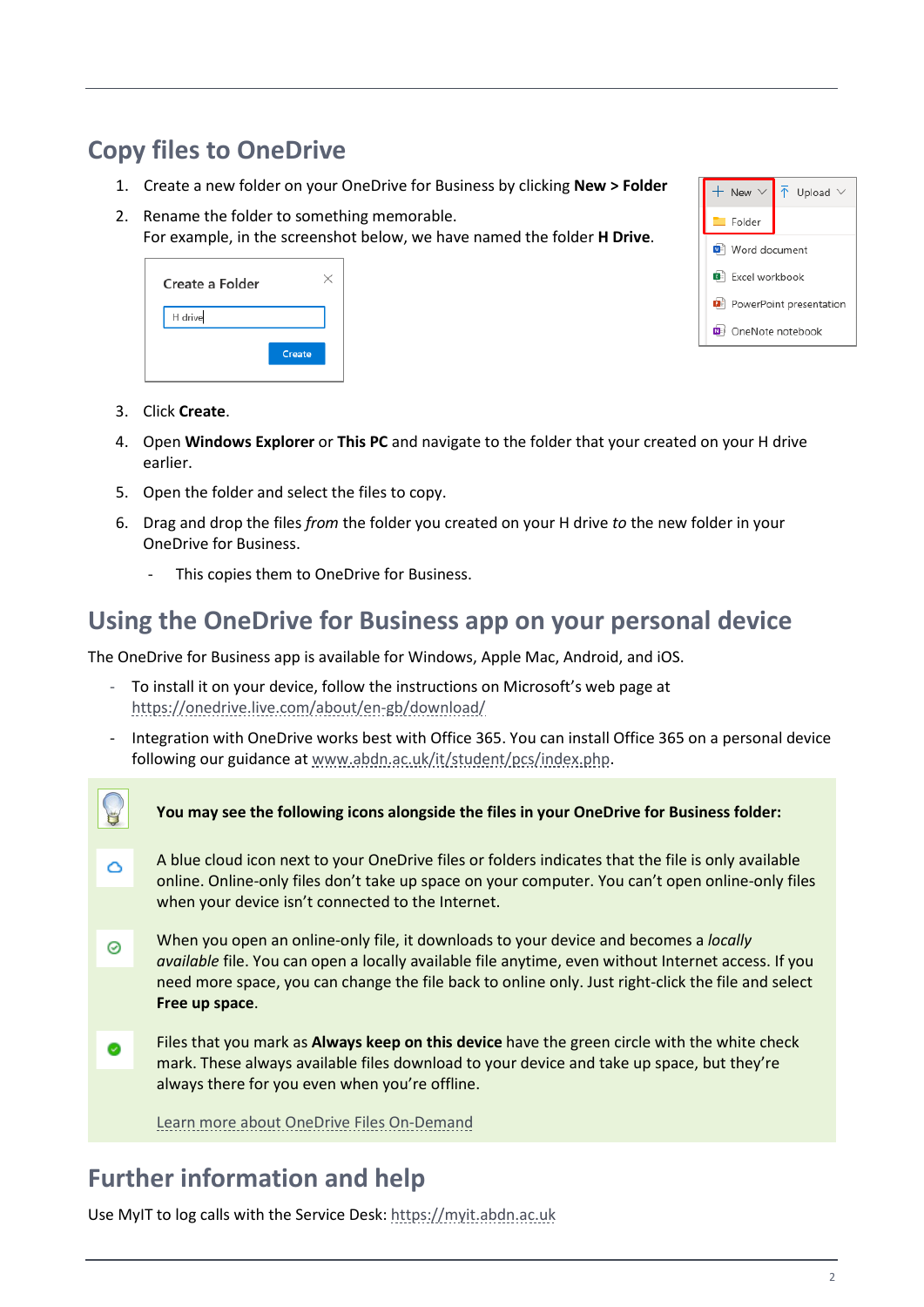## Copy files to OneDrive

1. Create a new folder on your OneDrive for Business by clicking **New > Folder**
2. Rename the folder to something memorable.
   For example, in the screenshot below, we have named the folder **H Drive**.
3. Click **Create**.
4. Open **Windows Explorer** or **This PC** and navigate to the folder that your created on your H drive earlier.
5. Open the folder and select the files to copy.
6. Drag and drop the files *from* the folder you created on your H drive *to* the new folder in your OneDrive for Business.
   - This copies them to OneDrive for Business.

## Using the OneDrive for Business app on your personal device

The OneDrive for Business app is available for Windows, Apple Mac, Android, and iOS.

- To install it on your device, follow the instructions on Microsoft's web page at https://onedrive.live.com/about/en-gb/download/
- Integration with OneDrive works best with Office 365. You can install Office 365 on a personal device following our guidance at www.abdn.ac.uk/it/student/pcs/index.php.

**You may see the following icons alongside the files in your OneDrive for Business folder:**

A blue cloud icon next to your OneDrive files or folders indicates that the file is only available online. Online-only files don't take up space on your computer. You can't open online-only files when your device isn't connected to the Internet.

When you open an online-only file, it downloads to your device and becomes a *locally available* file. You can open a locally available file anytime, even without Internet access. If you need more space, you can change the file back to online only. Just right-click the file and select **Free up space**.

Files that you mark as **Always keep on this device** have the green circle with the white check mark. These always available files download to your device and take up space, but they're always there for you even when you're offline.

Learn more about OneDrive Files On-Demand

## Further information and help

Use MyIT to log calls with the Service Desk: https://myit.abdn.ac.uk